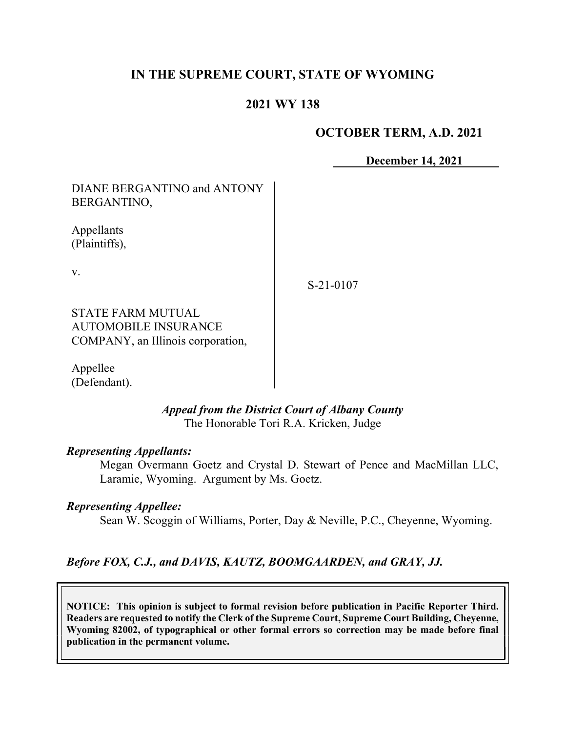# IN THE SUPREME COURT, STATE OF WYOMING

## 2021 WY 138

**OCTOBER TERM, A.D. 2021**

**December 14, 2021**

DIANE BERGANTINO and ANTONY BERGANTINO,

Appellants (Plaintiffs),

v.

STATE FARM MUTUAL AUTOMOBILE INSURANCE COMPANY, an Illinois corporation,

Appellee (Defendant).

S-21-0107

*Appeal from the District Court of Albany County*
The Honorable Tori R.A. Kricken, Judge

***Representing Appellants:***

Megan Overmann Goetz and Crystal D. Stewart of Pence and MacMillan LLC, Laramie, Wyoming. Argument by Ms. Goetz.

***Representing Appellee:***

Sean W. Scoggin of Williams, Porter, Day & Neville, P.C., Cheyenne, Wyoming.

***Before FOX, C.J., and DAVIS, KAUTZ, BOOMGAARDEN, and GRAY, JJ.***

**NOTICE: This opinion is subject to formal revision before publication in Pacific Reporter Third. Readers are requested to notify the Clerk of the Supreme Court, Supreme Court Building, Cheyenne, Wyoming 82002, of typographical or other formal errors so correction may be made before final publication in the permanent volume.**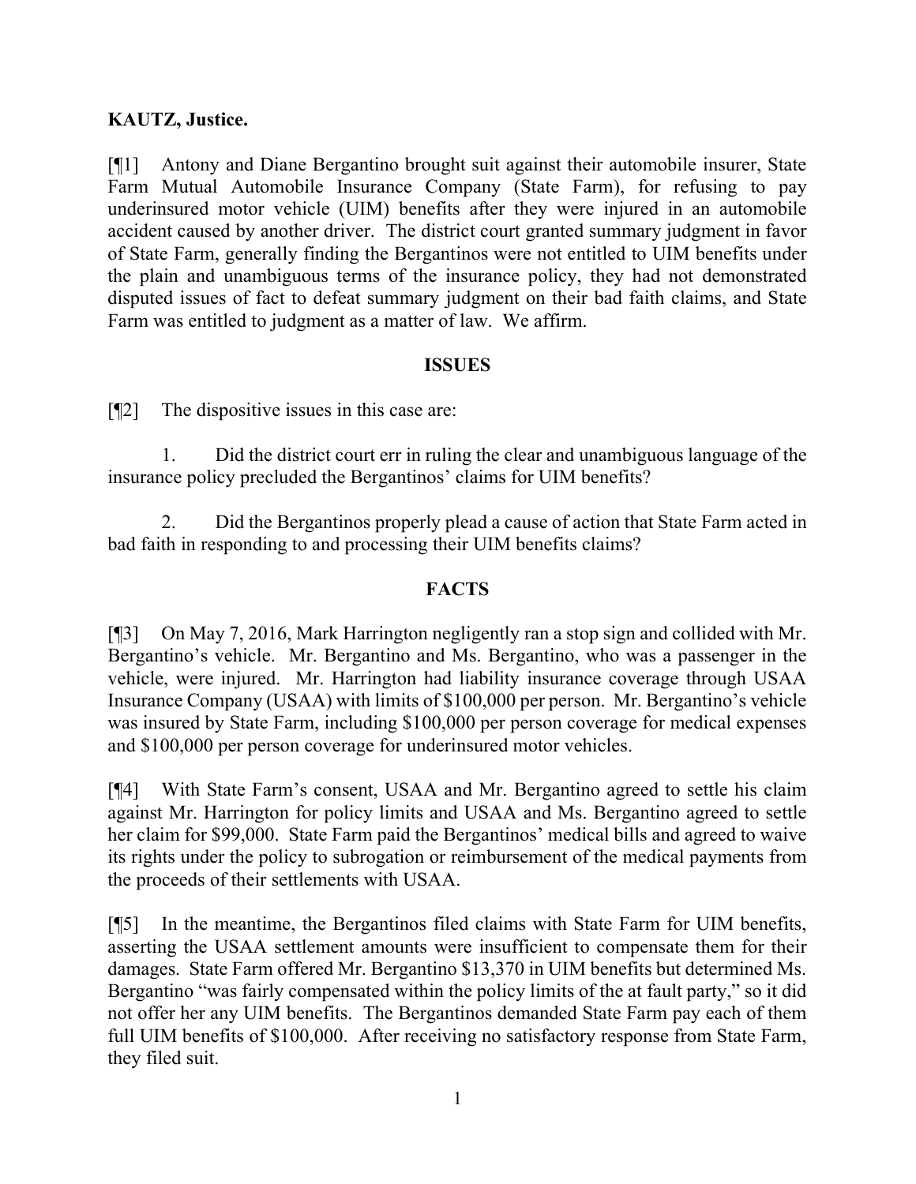**KAUTZ, Justice.**

[¶1] Antony and Diane Bergantino brought suit against their automobile insurer, State Farm Mutual Automobile Insurance Company (State Farm), for refusing to pay underinsured motor vehicle (UIM) benefits after they were injured in an automobile accident caused by another driver. The district court granted summary judgment in favor of State Farm, generally finding the Bergantinos were not entitled to UIM benefits under the plain and unambiguous terms of the insurance policy, they had not demonstrated disputed issues of fact to defeat summary judgment on their bad faith claims, and State Farm was entitled to judgment as a matter of law. We affirm.

## ISSUES

[¶2] The dispositive issues in this case are:

1. Did the district court err in ruling the clear and unambiguous language of the insurance policy precluded the Bergantinos' claims for UIM benefits?

2. Did the Bergantinos properly plead a cause of action that State Farm acted in bad faith in responding to and processing their UIM benefits claims?

## FACTS

[¶3] On May 7, 2016, Mark Harrington negligently ran a stop sign and collided with Mr. Bergantino's vehicle. Mr. Bergantino and Ms. Bergantino, who was a passenger in the vehicle, were injured. Mr. Harrington had liability insurance coverage through USAA Insurance Company (USAA) with limits of $100,000 per person. Mr. Bergantino's vehicle was insured by State Farm, including $100,000 per person coverage for medical expenses and $100,000 per person coverage for underinsured motor vehicles.

[¶4] With State Farm's consent, USAA and Mr. Bergantino agreed to settle his claim against Mr. Harrington for policy limits and USAA and Ms. Bergantino agreed to settle her claim for $99,000. State Farm paid the Bergantinos' medical bills and agreed to waive its rights under the policy to subrogation or reimbursement of the medical payments from the proceeds of their settlements with USAA.

[¶5] In the meantime, the Bergantinos filed claims with State Farm for UIM benefits, asserting the USAA settlement amounts were insufficient to compensate them for their damages. State Farm offered Mr. Bergantino $13,370 in UIM benefits but determined Ms. Bergantino "was fairly compensated within the policy limits of the at fault party," so it did not offer her any UIM benefits. The Bergantinos demanded State Farm pay each of them full UIM benefits of $100,000. After receiving no satisfactory response from State Farm, they filed suit.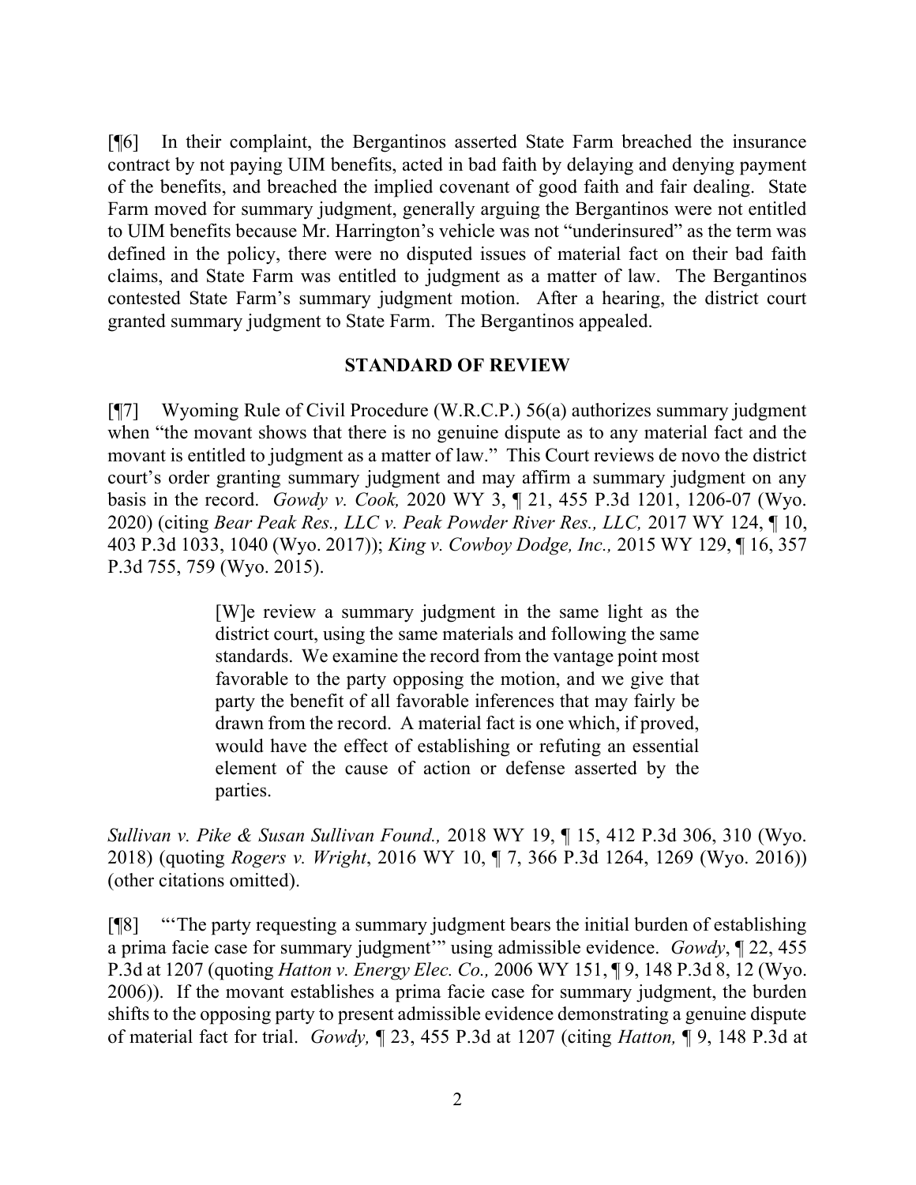[¶6] In their complaint, the Bergantinos asserted State Farm breached the insurance contract by not paying UIM benefits, acted in bad faith by delaying and denying payment of the benefits, and breached the implied covenant of good faith and fair dealing. State Farm moved for summary judgment, generally arguing the Bergantinos were not entitled to UIM benefits because Mr. Harrington's vehicle was not "underinsured" as the term was defined in the policy, there were no disputed issues of material fact on their bad faith claims, and State Farm was entitled to judgment as a matter of law. The Bergantinos contested State Farm's summary judgment motion. After a hearing, the district court granted summary judgment to State Farm. The Bergantinos appealed.

## STANDARD OF REVIEW

[¶7] Wyoming Rule of Civil Procedure (W.R.C.P.) 56(a) authorizes summary judgment when "the movant shows that there is no genuine dispute as to any material fact and the movant is entitled to judgment as a matter of law." This Court reviews de novo the district court's order granting summary judgment and may affirm a summary judgment on any basis in the record. *Gowdy v. Cook,* 2020 WY 3, ¶ 21, 455 P.3d 1201, 1206-07 (Wyo. 2020) (citing *Bear Peak Res., LLC v. Peak Powder River Res., LLC,* 2017 WY 124, ¶ 10, 403 P.3d 1033, 1040 (Wyo. 2017)); *King v. Cowboy Dodge, Inc.,* 2015 WY 129, ¶ 16, 357 P.3d 755, 759 (Wyo. 2015).

> [W]e review a summary judgment in the same light as the district court, using the same materials and following the same standards. We examine the record from the vantage point most favorable to the party opposing the motion, and we give that party the benefit of all favorable inferences that may fairly be drawn from the record. A material fact is one which, if proved, would have the effect of establishing or refuting an essential element of the cause of action or defense asserted by the parties.

*Sullivan v. Pike & Susan Sullivan Found.,* 2018 WY 19, ¶ 15, 412 P.3d 306, 310 (Wyo. 2018) (quoting *Rogers v. Wright*, 2016 WY 10, ¶ 7, 366 P.3d 1264, 1269 (Wyo. 2016)) (other citations omitted).

[¶8] "'The party requesting a summary judgment bears the initial burden of establishing a prima facie case for summary judgment'" using admissible evidence. *Gowdy*, ¶ 22, 455 P.3d at 1207 (quoting *Hatton v. Energy Elec. Co.,* 2006 WY 151, ¶ 9, 148 P.3d 8, 12 (Wyo. 2006)). If the movant establishes a prima facie case for summary judgment, the burden shifts to the opposing party to present admissible evidence demonstrating a genuine dispute of material fact for trial. *Gowdy,* ¶ 23, 455 P.3d at 1207 (citing *Hatton,* ¶ 9, 148 P.3d at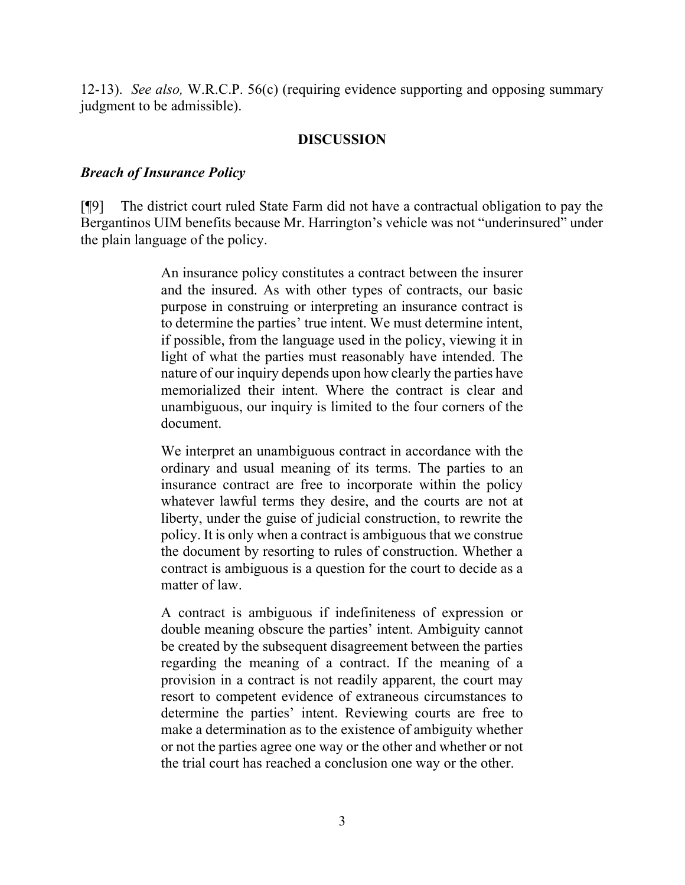12-13). *See also,* W.R.C.P. 56(c) (requiring evidence supporting and opposing summary judgment to be admissible).

## DISCUSSION

### *Breach of Insurance Policy*

[¶9] The district court ruled State Farm did not have a contractual obligation to pay the Bergantinos UIM benefits because Mr. Harrington's vehicle was not "underinsured" under the plain language of the policy.

> An insurance policy constitutes a contract between the insurer and the insured. As with other types of contracts, our basic purpose in construing or interpreting an insurance contract is to determine the parties' true intent. We must determine intent, if possible, from the language used in the policy, viewing it in light of what the parties must reasonably have intended. The nature of our inquiry depends upon how clearly the parties have memorialized their intent. Where the contract is clear and unambiguous, our inquiry is limited to the four corners of the document.
>
> We interpret an unambiguous contract in accordance with the ordinary and usual meaning of its terms. The parties to an insurance contract are free to incorporate within the policy whatever lawful terms they desire, and the courts are not at liberty, under the guise of judicial construction, to rewrite the policy. It is only when a contract is ambiguous that we construe the document by resorting to rules of construction. Whether a contract is ambiguous is a question for the court to decide as a matter of law.
>
> A contract is ambiguous if indefiniteness of expression or double meaning obscure the parties' intent. Ambiguity cannot be created by the subsequent disagreement between the parties regarding the meaning of a contract. If the meaning of a provision in a contract is not readily apparent, the court may resort to competent evidence of extraneous circumstances to determine the parties' intent. Reviewing courts are free to make a determination as to the existence of ambiguity whether or not the parties agree one way or the other and whether or not the trial court has reached a conclusion one way or the other.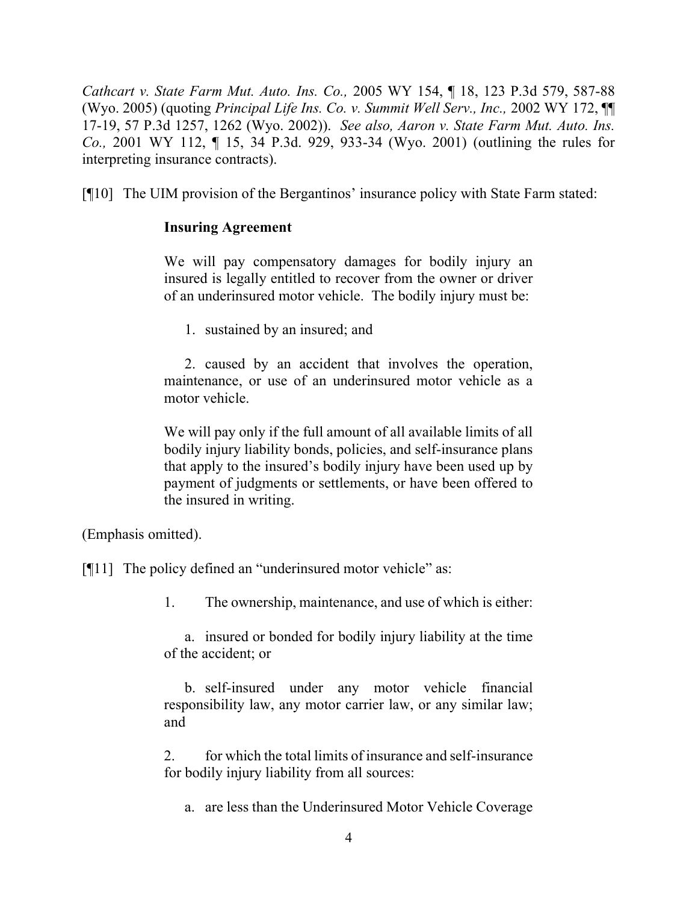*Cathcart v. State Farm Mut. Auto. Ins. Co.,* 2005 WY 154, ¶ 18, 123 P.3d 579, 587-88 (Wyo. 2005) (quoting *Principal Life Ins. Co. v. Summit Well Serv., Inc.,* 2002 WY 172, ¶¶ 17-19, 57 P.3d 1257, 1262 (Wyo. 2002)). *See also, Aaron v. State Farm Mut. Auto. Ins. Co.,* 2001 WY 112, ¶ 15, 34 P.3d. 929, 933-34 (Wyo. 2001) (outlining the rules for interpreting insurance contracts).

[¶10] The UIM provision of the Bergantinos' insurance policy with State Farm stated:

> **Insuring Agreement**
>
> We will pay compensatory damages for bodily injury an insured is legally entitled to recover from the owner or driver of an underinsured motor vehicle. The bodily injury must be:
>
> 1. sustained by an insured; and
>
> 2. caused by an accident that involves the operation, maintenance, or use of an underinsured motor vehicle as a motor vehicle.
>
> We will pay only if the full amount of all available limits of all bodily injury liability bonds, policies, and self-insurance plans that apply to the insured's bodily injury have been used up by payment of judgments or settlements, or have been offered to the insured in writing.

(Emphasis omitted).

[¶11] The policy defined an "underinsured motor vehicle" as:

> 1. The ownership, maintenance, and use of which is either:
>
> a. insured or bonded for bodily injury liability at the time of the accident; or
>
> b. self-insured under any motor vehicle financial responsibility law, any motor carrier law, or any similar law; and
>
> 2. for which the total limits of insurance and self-insurance for bodily injury liability from all sources:
>
> a. are less than the Underinsured Motor Vehicle Coverage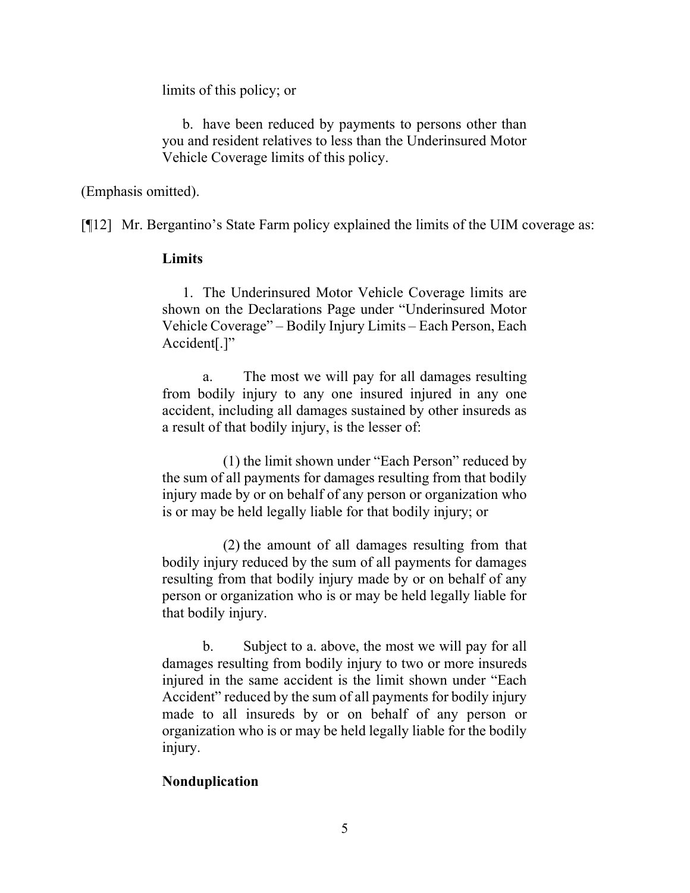limits of this policy; or

> b. have been reduced by payments to persons other than you and resident relatives to less than the Underinsured Motor Vehicle Coverage limits of this policy.

(Emphasis omitted).

[¶12] Mr. Bergantino's State Farm policy explained the limits of the UIM coverage as:

> **Limits**
>
> 1. The Underinsured Motor Vehicle Coverage limits are shown on the Declarations Page under "Underinsured Motor Vehicle Coverage" – Bodily Injury Limits – Each Person, Each Accident[.]"
>
> a. The most we will pay for all damages resulting from bodily injury to any one insured injured in any one accident, including all damages sustained by other insureds as a result of that bodily injury, is the lesser of:
>
> (1) the limit shown under "Each Person" reduced by the sum of all payments for damages resulting from that bodily injury made by or on behalf of any person or organization who is or may be held legally liable for that bodily injury; or
>
> (2) the amount of all damages resulting from that bodily injury reduced by the sum of all payments for damages resulting from that bodily injury made by or on behalf of any person or organization who is or may be held legally liable for that bodily injury.
>
> b. Subject to a. above, the most we will pay for all damages resulting from bodily injury to two or more insureds injured in the same accident is the limit shown under "Each Accident" reduced by the sum of all payments for bodily injury made to all insureds by or on behalf of any person or organization who is or may be held legally liable for the bodily injury.
>
> **Nonduplication**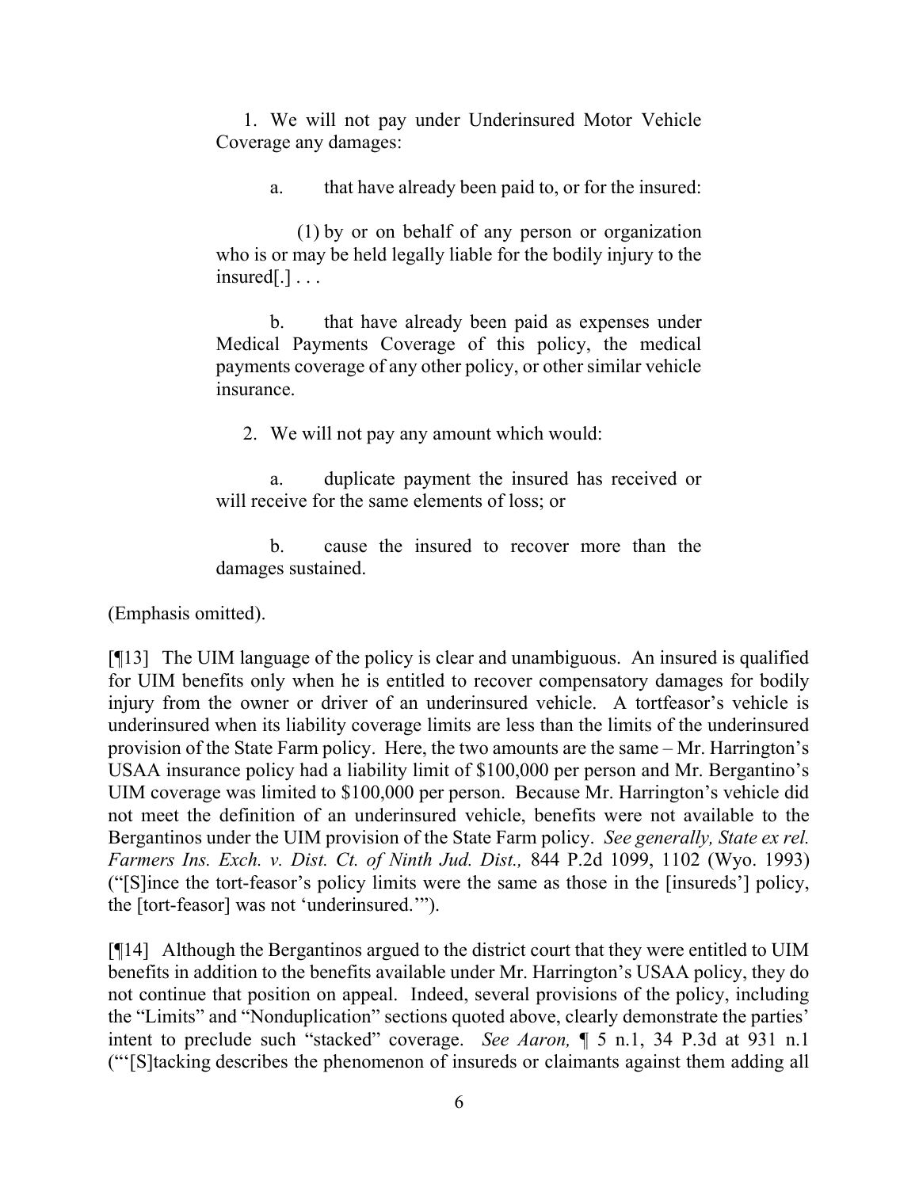1. We will not pay under Underinsured Motor Vehicle Coverage any damages:

a. that have already been paid to, or for the insured:

(1) by or on behalf of any person or organization who is or may be held legally liable for the bodily injury to the insured[.] . . .

b. that have already been paid as expenses under Medical Payments Coverage of this policy, the medical payments coverage of any other policy, or other similar vehicle insurance.

2. We will not pay any amount which would:

a. duplicate payment the insured has received or will receive for the same elements of loss; or

b. cause the insured to recover more than the damages sustained.

(Emphasis omitted).

[¶13] The UIM language of the policy is clear and unambiguous. An insured is qualified for UIM benefits only when he is entitled to recover compensatory damages for bodily injury from the owner or driver of an underinsured vehicle. A tortfeasor's vehicle is underinsured when its liability coverage limits are less than the limits of the underinsured provision of the State Farm policy. Here, the two amounts are the same – Mr. Harrington's USAA insurance policy had a liability limit of $100,000 per person and Mr. Bergantino's UIM coverage was limited to $100,000 per person. Because Mr. Harrington's vehicle did not meet the definition of an underinsured vehicle, benefits were not available to the Bergantinos under the UIM provision of the State Farm policy. *See generally, State ex rel. Farmers Ins. Exch. v. Dist. Ct. of Ninth Jud. Dist.,* 844 P.2d 1099, 1102 (Wyo. 1993) ("[S]ince the tort-feasor's policy limits were the same as those in the [insureds'] policy, the [tort-feasor] was not 'underinsured.'").

[¶14] Although the Bergantinos argued to the district court that they were entitled to UIM benefits in addition to the benefits available under Mr. Harrington's USAA policy, they do not continue that position on appeal. Indeed, several provisions of the policy, including the "Limits" and "Nonduplication" sections quoted above, clearly demonstrate the parties' intent to preclude such "stacked" coverage. *See Aaron,* ¶ 5 n.1, 34 P.3d at 931 n.1 ("'[S]tacking describes the phenomenon of insureds or claimants against them adding all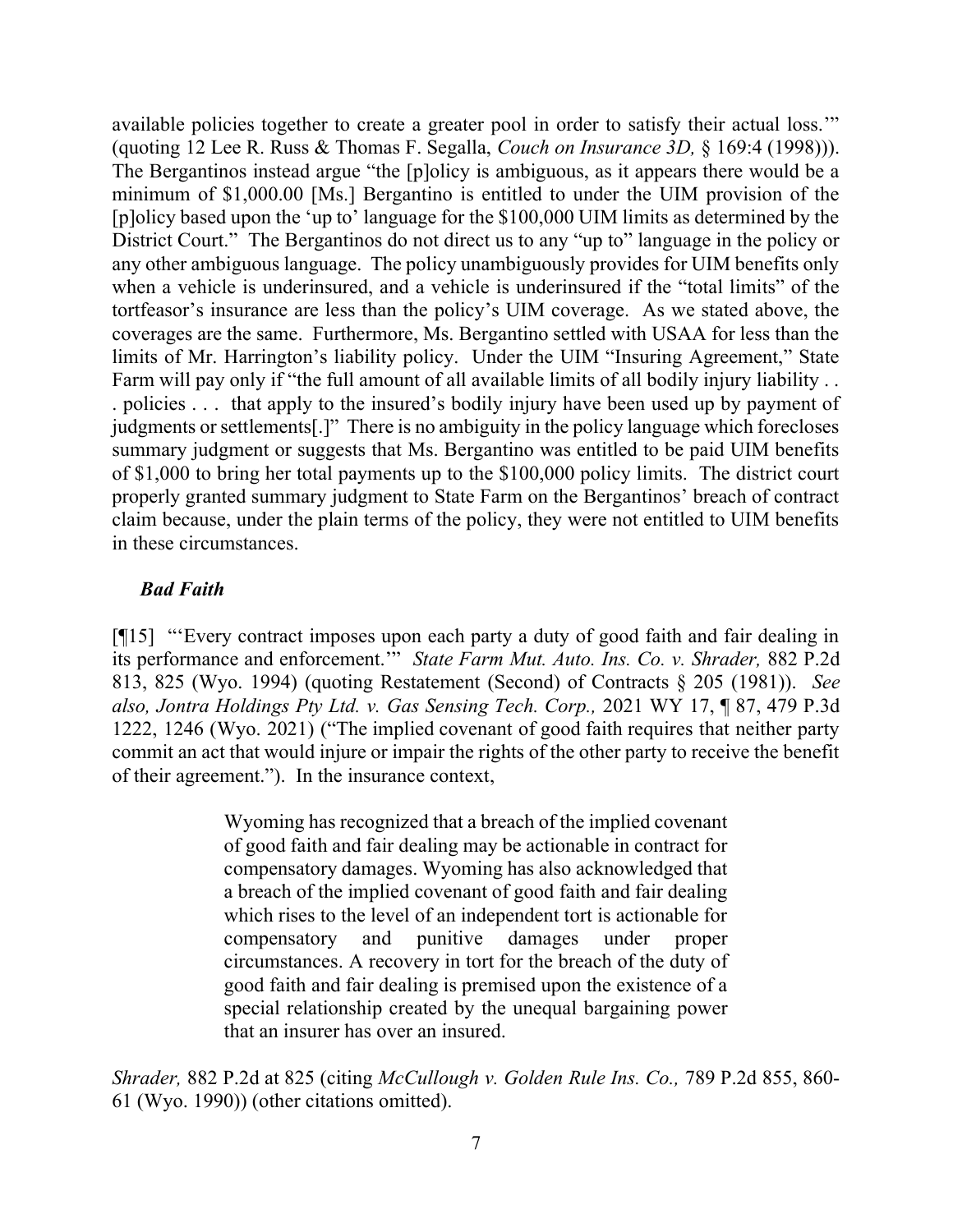available policies together to create a greater pool in order to satisfy their actual loss.'" (quoting 12 Lee R. Russ & Thomas F. Segalla, *Couch on Insurance 3D,* § 169:4 (1998))). The Bergantinos instead argue "the [p]olicy is ambiguous, as it appears there would be a minimum of $1,000.00 [Ms.] Bergantino is entitled to under the UIM provision of the [p]olicy based upon the 'up to' language for the $100,000 UIM limits as determined by the District Court." The Bergantinos do not direct us to any "up to" language in the policy or any other ambiguous language. The policy unambiguously provides for UIM benefits only when a vehicle is underinsured, and a vehicle is underinsured if the "total limits" of the tortfeasor's insurance are less than the policy's UIM coverage. As we stated above, the coverages are the same. Furthermore, Ms. Bergantino settled with USAA for less than the limits of Mr. Harrington's liability policy. Under the UIM "Insuring Agreement," State Farm will pay only if "the full amount of all available limits of all bodily injury liability . . . policies . . . that apply to the insured's bodily injury have been used up by payment of judgments or settlements[.]" There is no ambiguity in the policy language which forecloses summary judgment or suggests that Ms. Bergantino was entitled to be paid UIM benefits of $1,000 to bring her total payments up to the $100,000 policy limits. The district court properly granted summary judgment to State Farm on the Bergantinos' breach of contract claim because, under the plain terms of the policy, they were not entitled to UIM benefits in these circumstances.

### *Bad Faith*

[¶15] "'Every contract imposes upon each party a duty of good faith and fair dealing in its performance and enforcement.'" *State Farm Mut. Auto. Ins. Co. v. Shrader,* 882 P.2d 813, 825 (Wyo. 1994) (quoting Restatement (Second) of Contracts § 205 (1981)). *See also, Jontra Holdings Pty Ltd. v. Gas Sensing Tech. Corp.,* 2021 WY 17, ¶ 87, 479 P.3d 1222, 1246 (Wyo. 2021) ("The implied covenant of good faith requires that neither party commit an act that would injure or impair the rights of the other party to receive the benefit of their agreement."). In the insurance context,

> Wyoming has recognized that a breach of the implied covenant of good faith and fair dealing may be actionable in contract for compensatory damages. Wyoming has also acknowledged that a breach of the implied covenant of good faith and fair dealing which rises to the level of an independent tort is actionable for compensatory and punitive damages under proper circumstances. A recovery in tort for the breach of the duty of good faith and fair dealing is premised upon the existence of a special relationship created by the unequal bargaining power that an insurer has over an insured.

*Shrader,* 882 P.2d at 825 (citing *McCullough v. Golden Rule Ins. Co.,* 789 P.2d 855, 860-61 (Wyo. 1990)) (other citations omitted).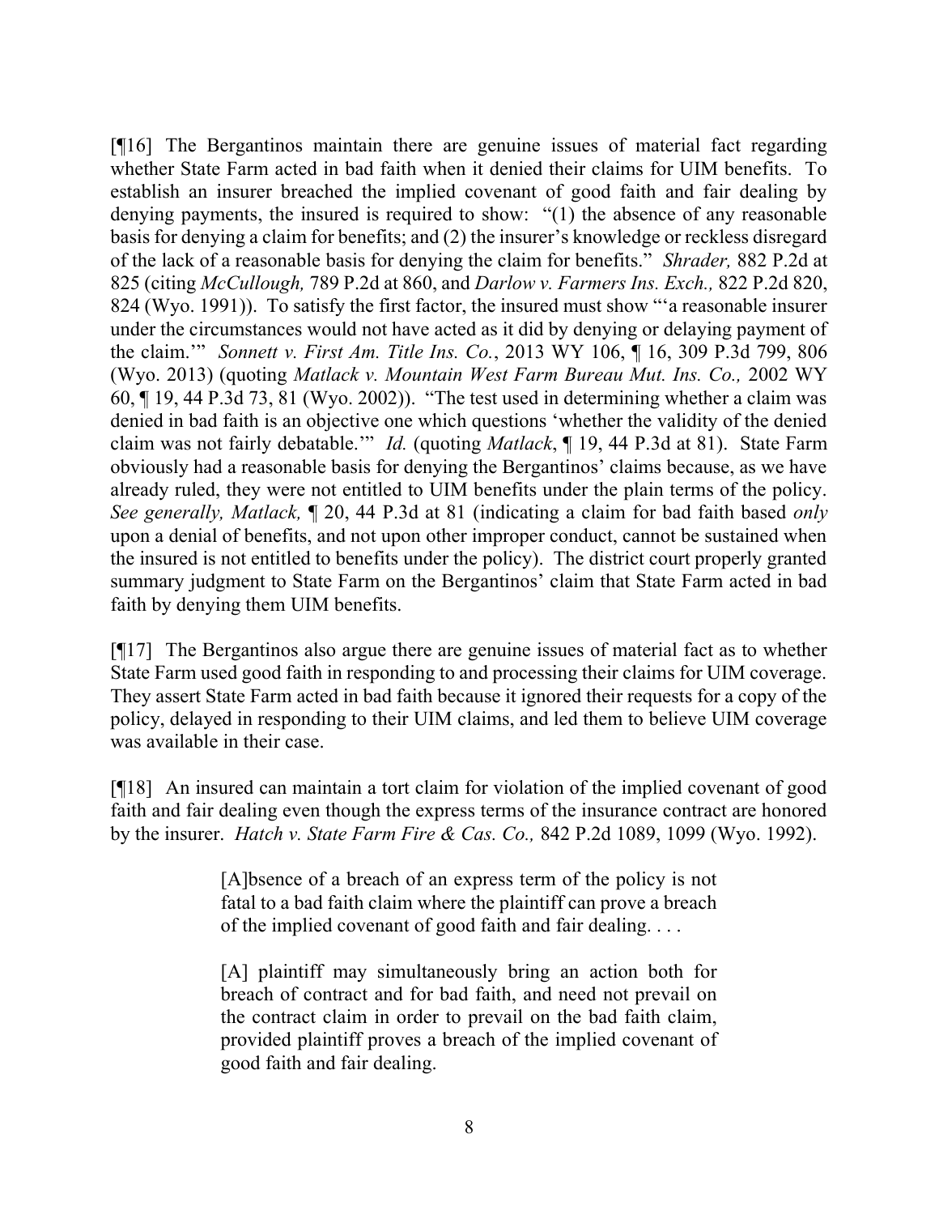[¶16] The Bergantinos maintain there are genuine issues of material fact regarding whether State Farm acted in bad faith when it denied their claims for UIM benefits. To establish an insurer breached the implied covenant of good faith and fair dealing by denying payments, the insured is required to show: "(1) the absence of any reasonable basis for denying a claim for benefits; and (2) the insurer's knowledge or reckless disregard of the lack of a reasonable basis for denying the claim for benefits." *Shrader,* 882 P.2d at 825 (citing *McCullough,* 789 P.2d at 860, and *Darlow v. Farmers Ins. Exch.,* 822 P.2d 820, 824 (Wyo. 1991)). To satisfy the first factor, the insured must show "'a reasonable insurer under the circumstances would not have acted as it did by denying or delaying payment of the claim.'" *Sonnett v. First Am. Title Ins. Co.*, 2013 WY 106, ¶ 16, 309 P.3d 799, 806 (Wyo. 2013) (quoting *Matlack v. Mountain West Farm Bureau Mut. Ins. Co.,* 2002 WY 60, ¶ 19, 44 P.3d 73, 81 (Wyo. 2002)). "The test used in determining whether a claim was denied in bad faith is an objective one which questions 'whether the validity of the denied claim was not fairly debatable.'" *Id.* (quoting *Matlack*, ¶ 19, 44 P.3d at 81). State Farm obviously had a reasonable basis for denying the Bergantinos' claims because, as we have already ruled, they were not entitled to UIM benefits under the plain terms of the policy. *See generally, Matlack,* ¶ 20, 44 P.3d at 81 (indicating a claim for bad faith based *only* upon a denial of benefits, and not upon other improper conduct, cannot be sustained when the insured is not entitled to benefits under the policy). The district court properly granted summary judgment to State Farm on the Bergantinos' claim that State Farm acted in bad faith by denying them UIM benefits.

[¶17] The Bergantinos also argue there are genuine issues of material fact as to whether State Farm used good faith in responding to and processing their claims for UIM coverage. They assert State Farm acted in bad faith because it ignored their requests for a copy of the policy, delayed in responding to their UIM claims, and led them to believe UIM coverage was available in their case.

[¶18] An insured can maintain a tort claim for violation of the implied covenant of good faith and fair dealing even though the express terms of the insurance contract are honored by the insurer. *Hatch v. State Farm Fire & Cas. Co.,* 842 P.2d 1089, 1099 (Wyo. 1992).

> [A]bsence of a breach of an express term of the policy is not fatal to a bad faith claim where the plaintiff can prove a breach of the implied covenant of good faith and fair dealing. . . .
>
> [A] plaintiff may simultaneously bring an action both for breach of contract and for bad faith, and need not prevail on the contract claim in order to prevail on the bad faith claim, provided plaintiff proves a breach of the implied covenant of good faith and fair dealing.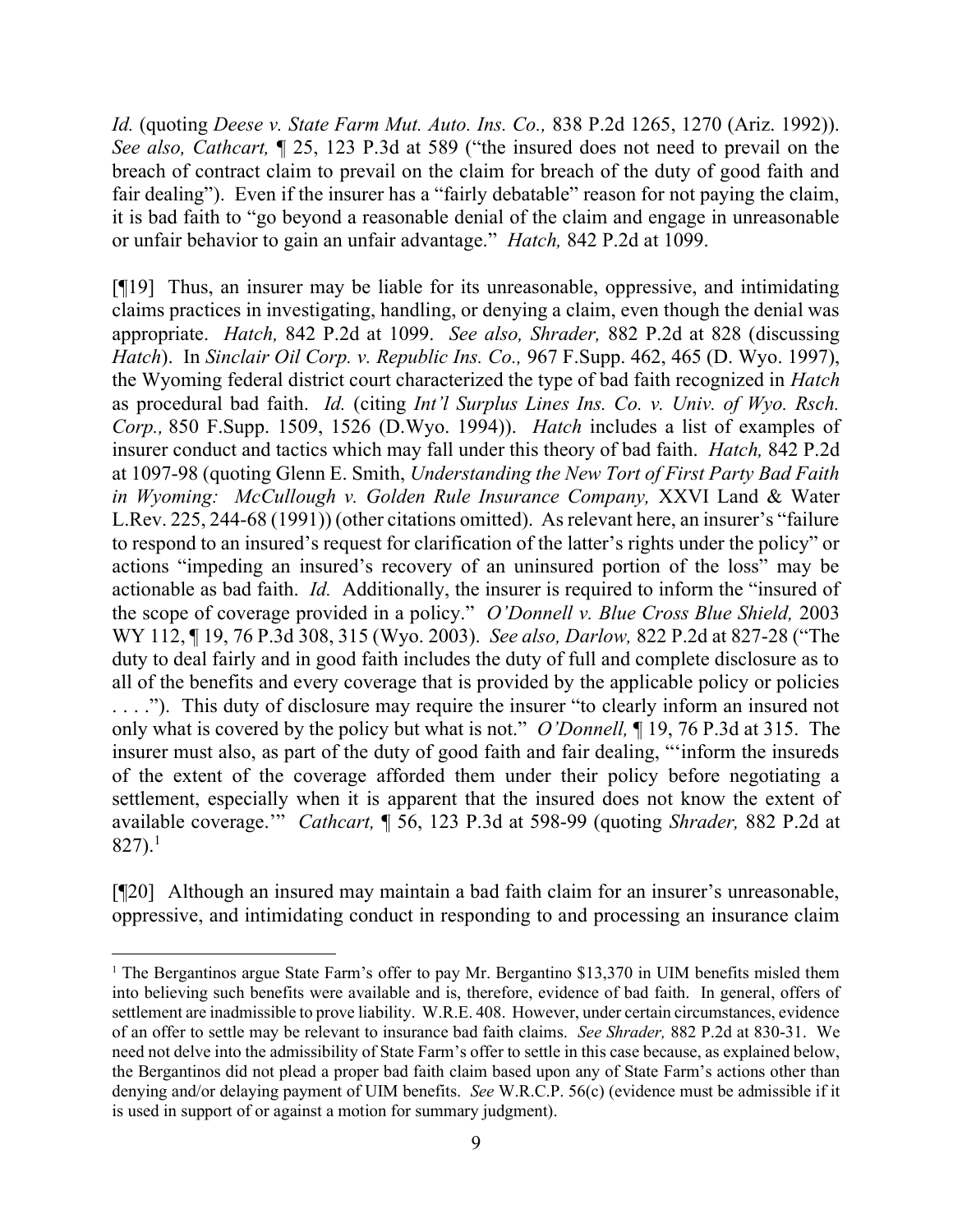*Id.* (quoting *Deese v. State Farm Mut. Auto. Ins. Co.,* 838 P.2d 1265, 1270 (Ariz. 1992)). *See also, Cathcart,* ¶ 25, 123 P.3d at 589 ("the insured does not need to prevail on the breach of contract claim to prevail on the claim for breach of the duty of good faith and fair dealing"). Even if the insurer has a "fairly debatable" reason for not paying the claim, it is bad faith to "go beyond a reasonable denial of the claim and engage in unreasonable or unfair behavior to gain an unfair advantage." *Hatch,* 842 P.2d at 1099.

[¶19] Thus, an insurer may be liable for its unreasonable, oppressive, and intimidating claims practices in investigating, handling, or denying a claim, even though the denial was appropriate. *Hatch,* 842 P.2d at 1099. *See also, Shrader,* 882 P.2d at 828 (discussing *Hatch*). In *Sinclair Oil Corp. v. Republic Ins. Co.,* 967 F.Supp. 462, 465 (D. Wyo. 1997), the Wyoming federal district court characterized the type of bad faith recognized in *Hatch* as procedural bad faith. *Id.* (citing *Int'l Surplus Lines Ins. Co. v. Univ. of Wyo. Rsch. Corp.,* 850 F.Supp. 1509, 1526 (D.Wyo. 1994)). *Hatch* includes a list of examples of insurer conduct and tactics which may fall under this theory of bad faith. *Hatch,* 842 P.2d at 1097-98 (quoting Glenn E. Smith, *Understanding the New Tort of First Party Bad Faith in Wyoming: McCullough v. Golden Rule Insurance Company,* XXVI Land & Water L.Rev. 225, 244-68 (1991)) (other citations omitted). As relevant here, an insurer's "failure to respond to an insured's request for clarification of the latter's rights under the policy" or actions "impeding an insured's recovery of an uninsured portion of the loss" may be actionable as bad faith. *Id.* Additionally, the insurer is required to inform the "insured of the scope of coverage provided in a policy." *O'Donnell v. Blue Cross Blue Shield,* 2003 WY 112, ¶ 19, 76 P.3d 308, 315 (Wyo. 2003). *See also, Darlow,* 822 P.2d at 827-28 ("The duty to deal fairly and in good faith includes the duty of full and complete disclosure as to all of the benefits and every coverage that is provided by the applicable policy or policies . . . ."). This duty of disclosure may require the insurer "to clearly inform an insured not only what is covered by the policy but what is not." *O'Donnell,* ¶ 19, 76 P.3d at 315. The insurer must also, as part of the duty of good faith and fair dealing, "'inform the insureds of the extent of the coverage afforded them under their policy before negotiating a settlement, especially when it is apparent that the insured does not know the extent of available coverage.'" *Cathcart,* ¶ 56, 123 P.3d at 598-99 (quoting *Shrader,* 882 P.2d at 827).[1]

[¶20] Although an insured may maintain a bad faith claim for an insurer's unreasonable, oppressive, and intimidating conduct in responding to and processing an insurance claim

---

[1] The Bergantinos argue State Farm's offer to pay Mr. Bergantino $13,370 in UIM benefits misled them into believing such benefits were available and is, therefore, evidence of bad faith. In general, offers of settlement are inadmissible to prove liability. W.R.E. 408. However, under certain circumstances, evidence of an offer to settle may be relevant to insurance bad faith claims. *See Shrader,* 882 P.2d at 830-31. We need not delve into the admissibility of State Farm's offer to settle in this case because, as explained below, the Bergantinos did not plead a proper bad faith claim based upon any of State Farm's actions other than denying and/or delaying payment of UIM benefits. *See* W.R.C.P. 56(c) (evidence must be admissible if it is used in support of or against a motion for summary judgment).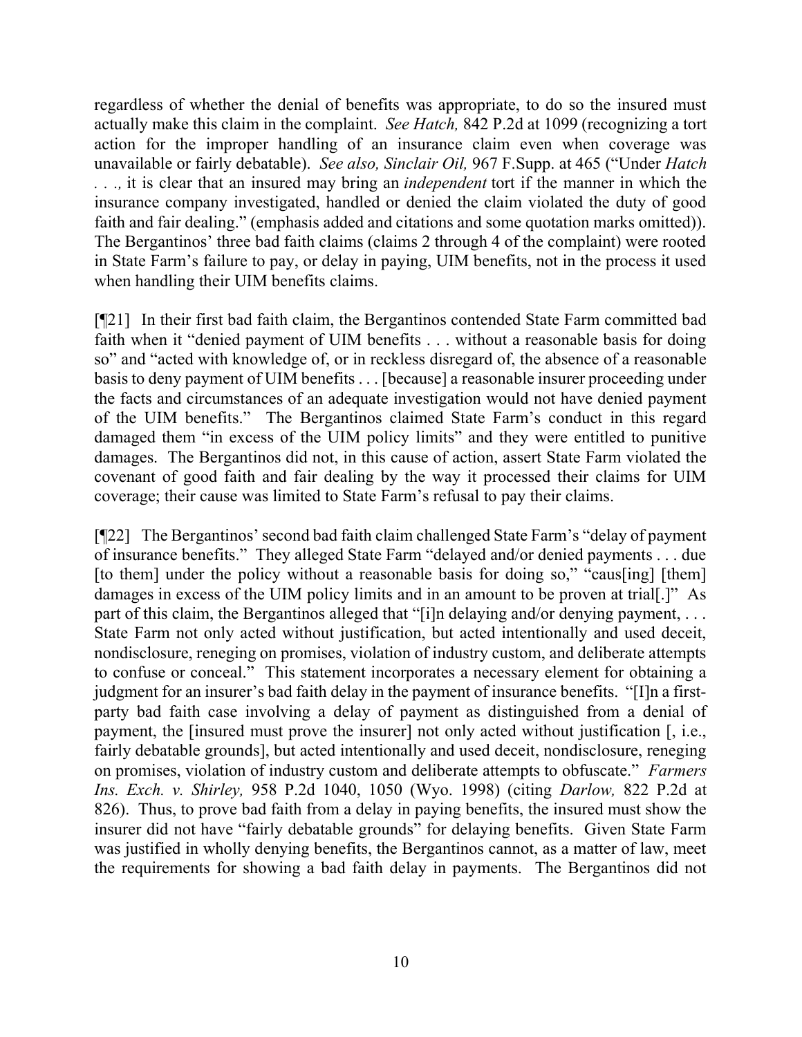regardless of whether the denial of benefits was appropriate, to do so the insured must actually make this claim in the complaint. *See Hatch,* 842 P.2d at 1099 (recognizing a tort action for the improper handling of an insurance claim even when coverage was unavailable or fairly debatable). *See also, Sinclair Oil,* 967 F.Supp. at 465 ("Under *Hatch* . . ., it is clear that an insured may bring an *independent* tort if the manner in which the insurance company investigated, handled or denied the claim violated the duty of good faith and fair dealing." (emphasis added and citations and some quotation marks omitted)). The Bergantinos' three bad faith claims (claims 2 through 4 of the complaint) were rooted in State Farm's failure to pay, or delay in paying, UIM benefits, not in the process it used when handling their UIM benefits claims.

[¶21] In their first bad faith claim, the Bergantinos contended State Farm committed bad faith when it "denied payment of UIM benefits . . . without a reasonable basis for doing so" and "acted with knowledge of, or in reckless disregard of, the absence of a reasonable basis to deny payment of UIM benefits . . . [because] a reasonable insurer proceeding under the facts and circumstances of an adequate investigation would not have denied payment of the UIM benefits." The Bergantinos claimed State Farm's conduct in this regard damaged them "in excess of the UIM policy limits" and they were entitled to punitive damages. The Bergantinos did not, in this cause of action, assert State Farm violated the covenant of good faith and fair dealing by the way it processed their claims for UIM coverage; their cause was limited to State Farm's refusal to pay their claims.

[¶22] The Bergantinos' second bad faith claim challenged State Farm's "delay of payment of insurance benefits." They alleged State Farm "delayed and/or denied payments . . . due [to them] under the policy without a reasonable basis for doing so," "caus[ing] [them] damages in excess of the UIM policy limits and in an amount to be proven at trial[.]" As part of this claim, the Bergantinos alleged that "[i]n delaying and/or denying payment, . . . State Farm not only acted without justification, but acted intentionally and used deceit, nondisclosure, reneging on promises, violation of industry custom, and deliberate attempts to confuse or conceal." This statement incorporates a necessary element for obtaining a judgment for an insurer's bad faith delay in the payment of insurance benefits. "[I]n a first-party bad faith case involving a delay of payment as distinguished from a denial of payment, the [insured must prove the insurer] not only acted without justification [, i.e., fairly debatable grounds], but acted intentionally and used deceit, nondisclosure, reneging on promises, violation of industry custom and deliberate attempts to obfuscate." *Farmers Ins. Exch. v. Shirley,* 958 P.2d 1040, 1050 (Wyo. 1998) (citing *Darlow,* 822 P.2d at 826). Thus, to prove bad faith from a delay in paying benefits, the insured must show the insurer did not have "fairly debatable grounds" for delaying benefits. Given State Farm was justified in wholly denying benefits, the Bergantinos cannot, as a matter of law, meet the requirements for showing a bad faith delay in payments. The Bergantinos did not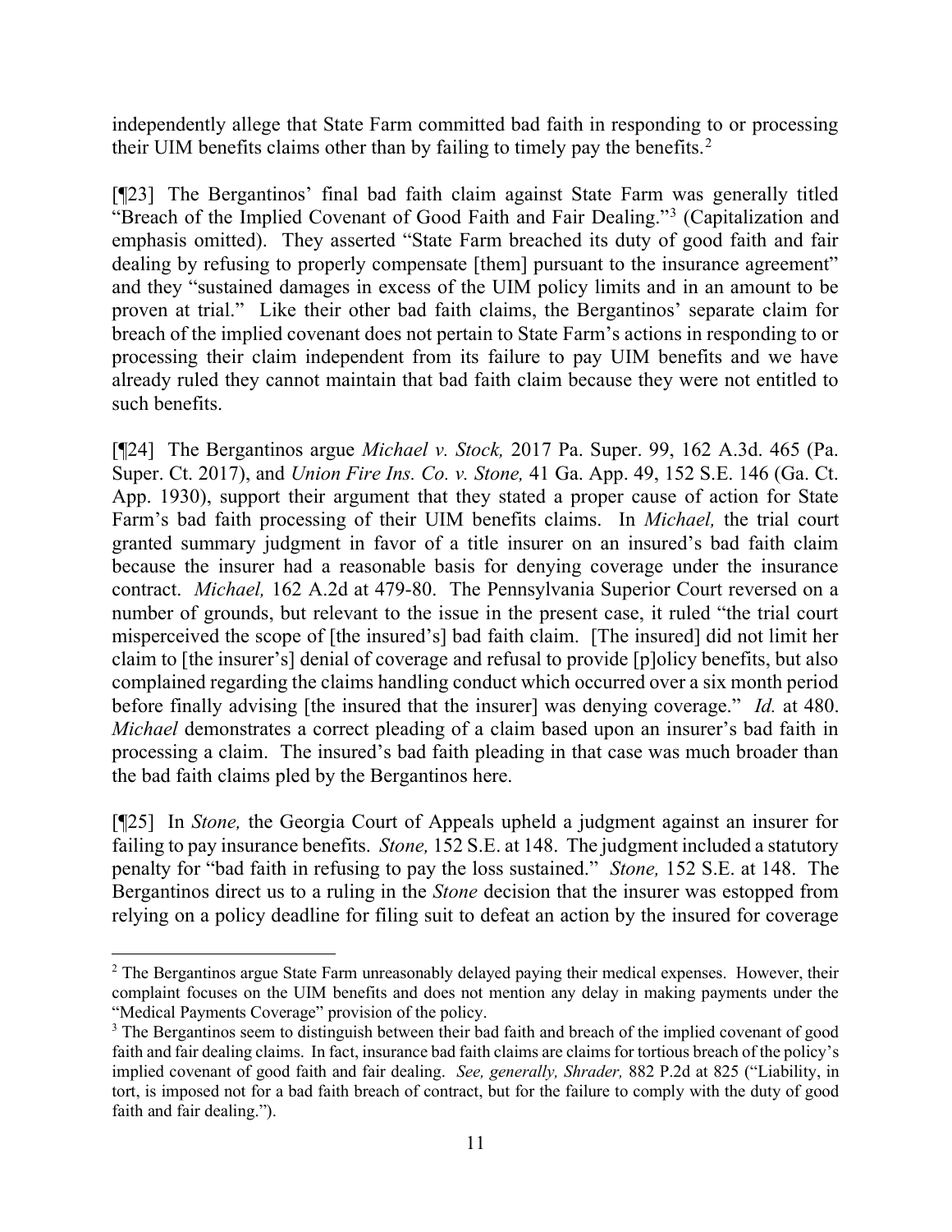independently allege that State Farm committed bad faith in responding to or processing their UIM benefits claims other than by failing to timely pay the benefits.[2]

[¶23] The Bergantinos' final bad faith claim against State Farm was generally titled "Breach of the Implied Covenant of Good Faith and Fair Dealing."[3] (Capitalization and emphasis omitted). They asserted "State Farm breached its duty of good faith and fair dealing by refusing to properly compensate [them] pursuant to the insurance agreement" and they "sustained damages in excess of the UIM policy limits and in an amount to be proven at trial." Like their other bad faith claims, the Bergantinos' separate claim for breach of the implied covenant does not pertain to State Farm's actions in responding to or processing their claim independent from its failure to pay UIM benefits and we have already ruled they cannot maintain that bad faith claim because they were not entitled to such benefits.

[¶24] The Bergantinos argue *Michael v. Stock,* 2017 Pa. Super. 99, 162 A.3d. 465 (Pa. Super. Ct. 2017), and *Union Fire Ins. Co. v. Stone,* 41 Ga. App. 49, 152 S.E. 146 (Ga. Ct. App. 1930), support their argument that they stated a proper cause of action for State Farm's bad faith processing of their UIM benefits claims. In *Michael,* the trial court granted summary judgment in favor of a title insurer on an insured's bad faith claim because the insurer had a reasonable basis for denying coverage under the insurance contract. *Michael,* 162 A.2d at 479-80. The Pennsylvania Superior Court reversed on a number of grounds, but relevant to the issue in the present case, it ruled "the trial court misperceived the scope of [the insured's] bad faith claim. [The insured] did not limit her claim to [the insurer's] denial of coverage and refusal to provide [p]olicy benefits, but also complained regarding the claims handling conduct which occurred over a six month period before finally advising [the insured that the insurer] was denying coverage." *Id.* at 480. *Michael* demonstrates a correct pleading of a claim based upon an insurer's bad faith in processing a claim. The insured's bad faith pleading in that case was much broader than the bad faith claims pled by the Bergantinos here.

[¶25] In *Stone,* the Georgia Court of Appeals upheld a judgment against an insurer for failing to pay insurance benefits. *Stone,* 152 S.E. at 148. The judgment included a statutory penalty for "bad faith in refusing to pay the loss sustained." *Stone,* 152 S.E. at 148. The Bergantinos direct us to a ruling in the *Stone* decision that the insurer was estopped from relying on a policy deadline for filing suit to defeat an action by the insured for coverage

---

[2] The Bergantinos argue State Farm unreasonably delayed paying their medical expenses. However, their complaint focuses on the UIM benefits and does not mention any delay in making payments under the "Medical Payments Coverage" provision of the policy.

[3] The Bergantinos seem to distinguish between their bad faith and breach of the implied covenant of good faith and fair dealing claims. In fact, insurance bad faith claims are claims for tortious breach of the policy's implied covenant of good faith and fair dealing. *See, generally, Shrader,* 882 P.2d at 825 ("Liability, in tort, is imposed not for a bad faith breach of contract, but for the failure to comply with the duty of good faith and fair dealing.").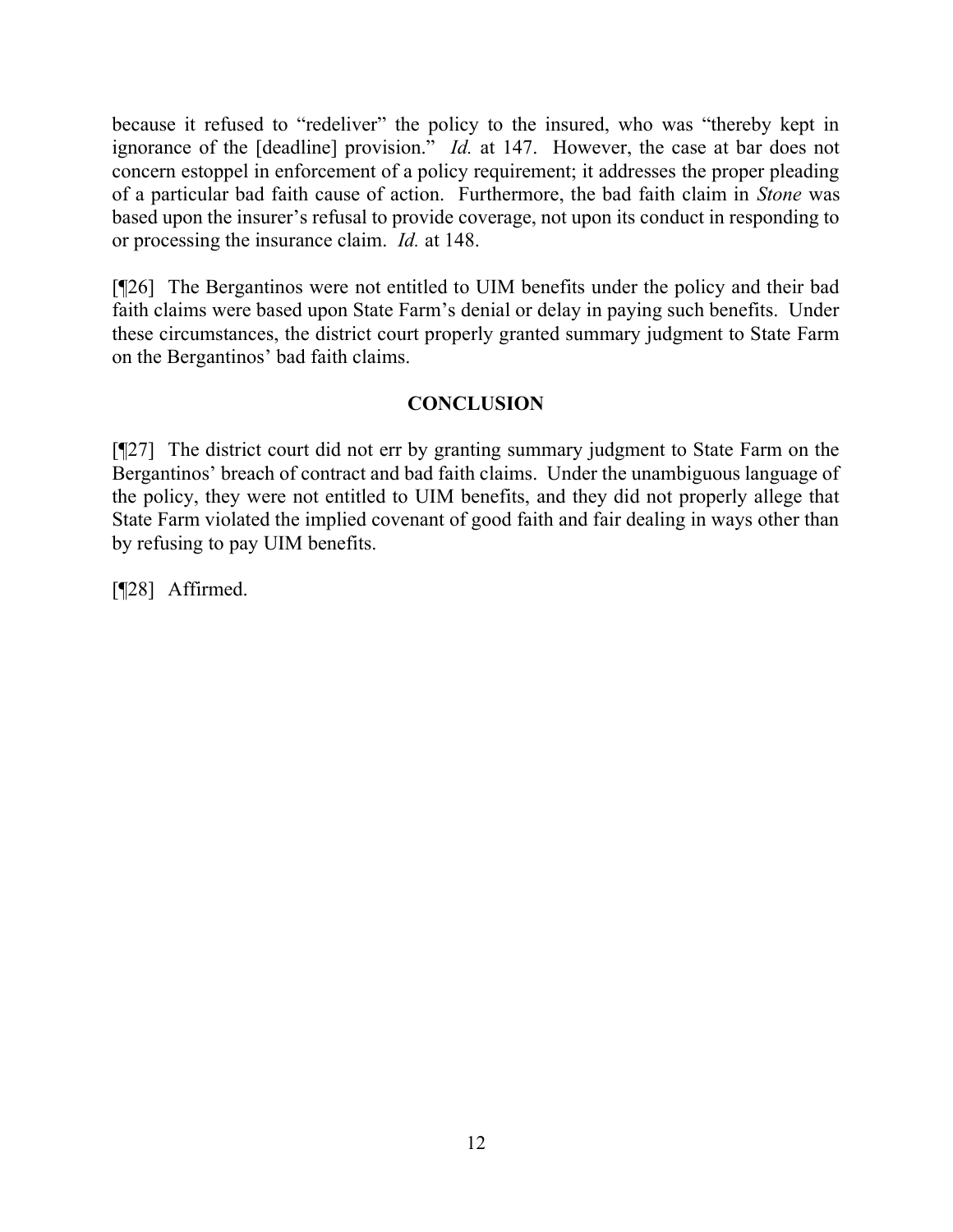because it refused to "redeliver" the policy to the insured, who was "thereby kept in ignorance of the [deadline] provision." *Id.* at 147. However, the case at bar does not concern estoppel in enforcement of a policy requirement; it addresses the proper pleading of a particular bad faith cause of action. Furthermore, the bad faith claim in *Stone* was based upon the insurer's refusal to provide coverage, not upon its conduct in responding to or processing the insurance claim. *Id.* at 148.

[¶26] The Bergantinos were not entitled to UIM benefits under the policy and their bad faith claims were based upon State Farm's denial or delay in paying such benefits. Under these circumstances, the district court properly granted summary judgment to State Farm on the Bergantinos' bad faith claims.

## CONCLUSION

[¶27] The district court did not err by granting summary judgment to State Farm on the Bergantinos' breach of contract and bad faith claims. Under the unambiguous language of the policy, they were not entitled to UIM benefits, and they did not properly allege that State Farm violated the implied covenant of good faith and fair dealing in ways other than by refusing to pay UIM benefits.

[¶28] Affirmed.